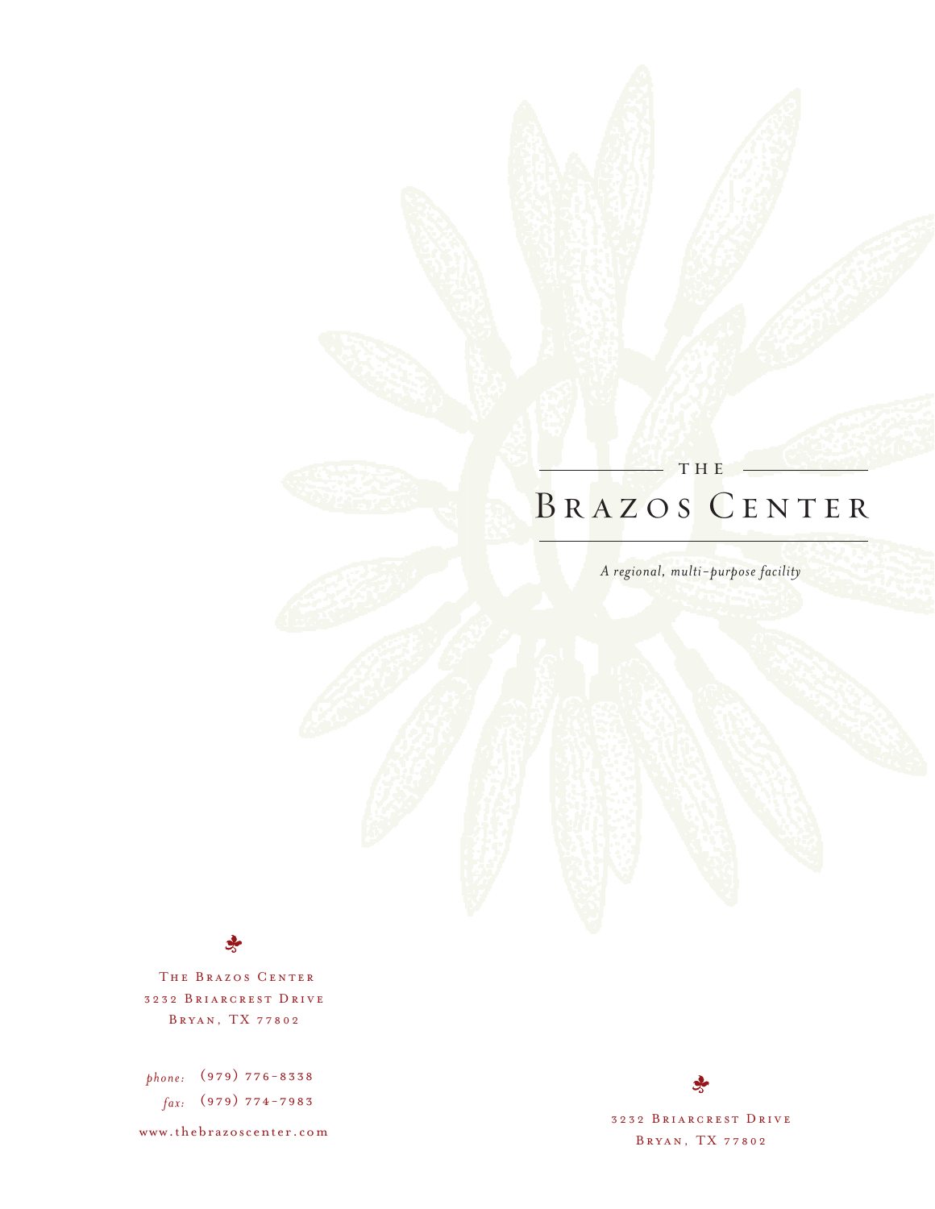THE

# BRAZOS CENTER

*A regional, multi-purpose facility*

THE BRAZOS CENTER
3232 BRIARCREST DRIVE
BRYAN, TX 77802

*phone:* (979) 776-8338
*fax:* (979) 774-7983

www.thebrazoscenter.com

3232 BRIARCREST DRIVE
BRYAN, TX 77802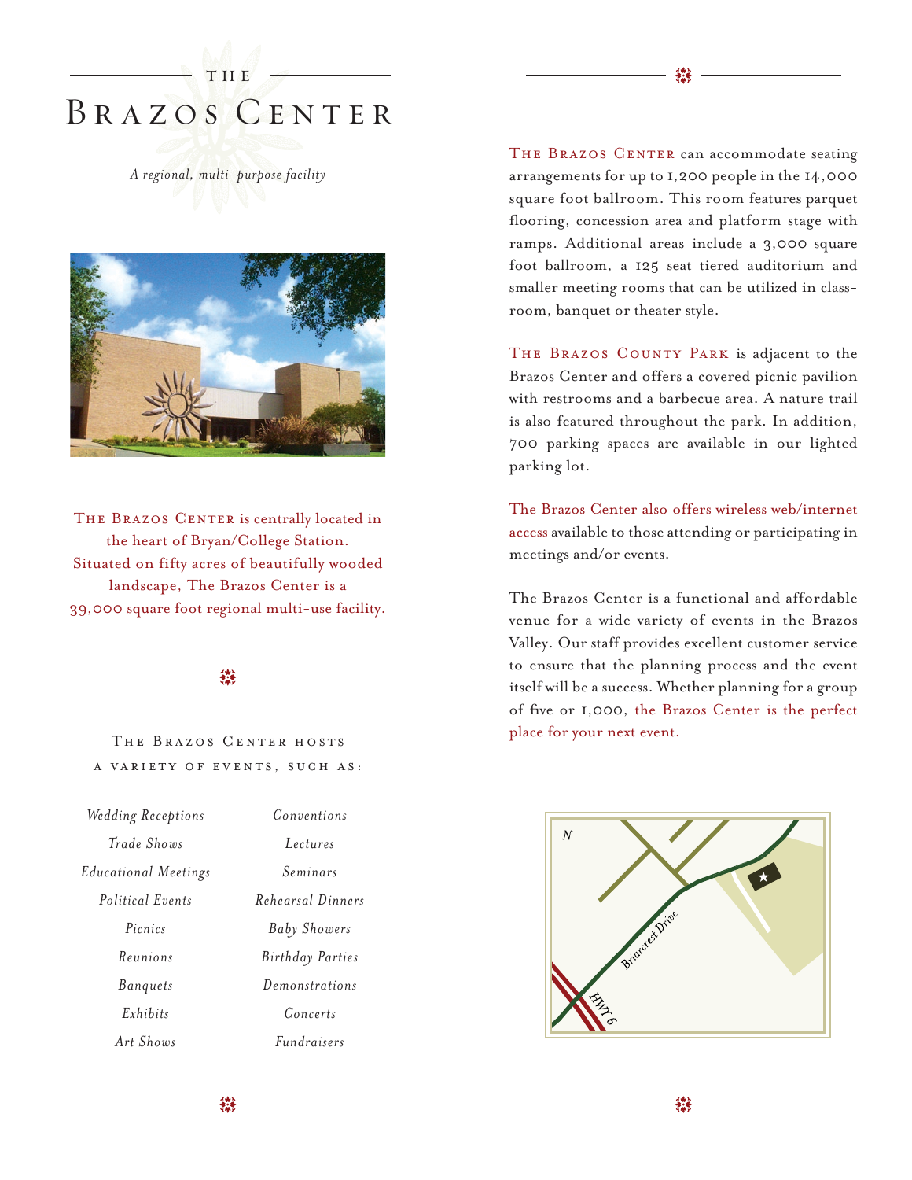# THE BRAZOS CENTER

*A regional, multi-purpose facility*

THE BRAZOS CENTER is centrally located in the heart of Bryan/College Station. Situated on fifty acres of beautifully wooded landscape, The Brazos Center is a 39,000 square foot regional multi-use facility.

## THE BRAZOS CENTER HOSTS A VARIETY OF EVENTS, SUCH AS:

| | |
|---|---|
| *Wedding Receptions* | *Conventions* |
| *Trade Shows* | *Lectures* |
| *Educational Meetings* | *Seminars* |
| *Political Events* | *Rehearsal Dinners* |
| *Picnics* | *Baby Showers* |
| *Reunions* | *Birthday Parties* |
| *Banquets* | *Demonstrations* |
| *Exhibits* | *Concerts* |
| *Art Shows* | *Fundraisers* |

THE BRAZOS CENTER can accommodate seating arrangements for up to 1,200 people in the 14,000 square foot ballroom. This room features parquet flooring, concession area and platform stage with ramps. Additional areas include a 3,000 square foot ballroom, a 125 seat tiered auditorium and smaller meeting rooms that can be utilized in classroom, banquet or theater style.

THE BRAZOS COUNTY PARK is adjacent to the Brazos Center and offers a covered picnic pavilion with restrooms and a barbecue area. A nature trail is also featured throughout the park. In addition, 700 parking spaces are available in our lighted parking lot.

The Brazos Center also offers wireless web/internet access available to those attending or participating in meetings and/or events.

The Brazos Center is a functional and affordable venue for a wide variety of events in the Brazos Valley. Our staff provides excellent customer service to ensure that the planning process and the event itself will be a success. Whether planning for a group of five or 1,000, the Brazos Center is the perfect place for your next event.

N

Briarcrest Drive

HWY 6